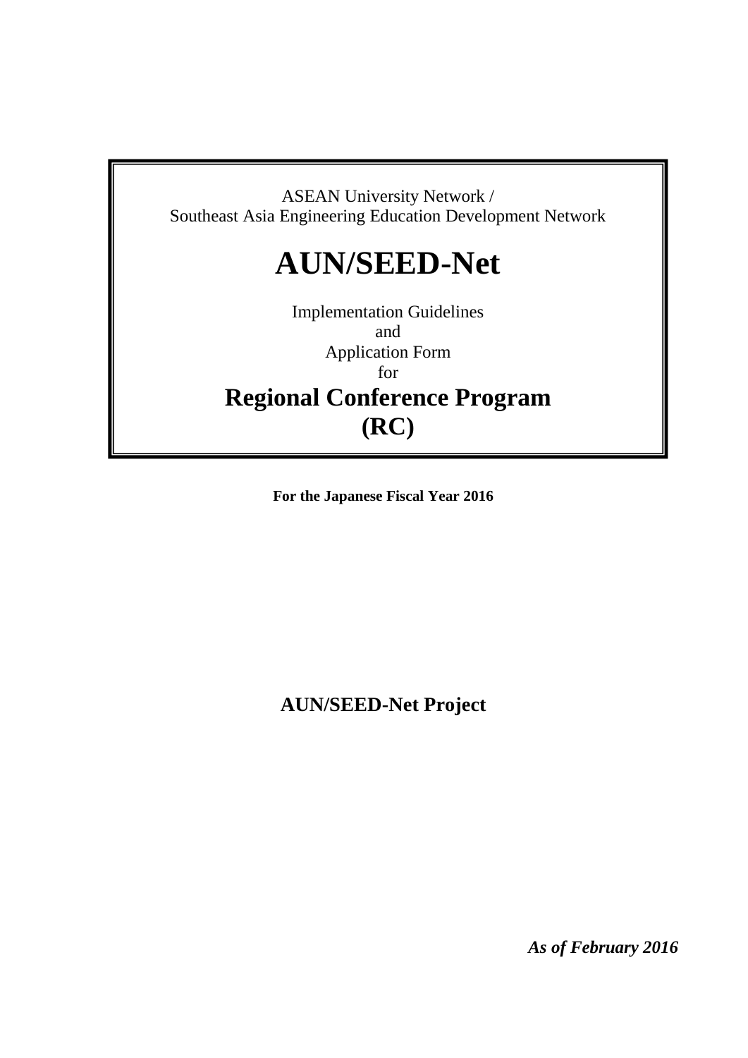ASEAN University Network /
Southeast Asia Engineering Education Development Network

# AUN/SEED-Net

Implementation Guidelines
and
Application Form
for

## Regional Conference Program (RC)

**For the Japanese Fiscal Year 2016**

**AUN/SEED-Net Project**

***As of February 2016***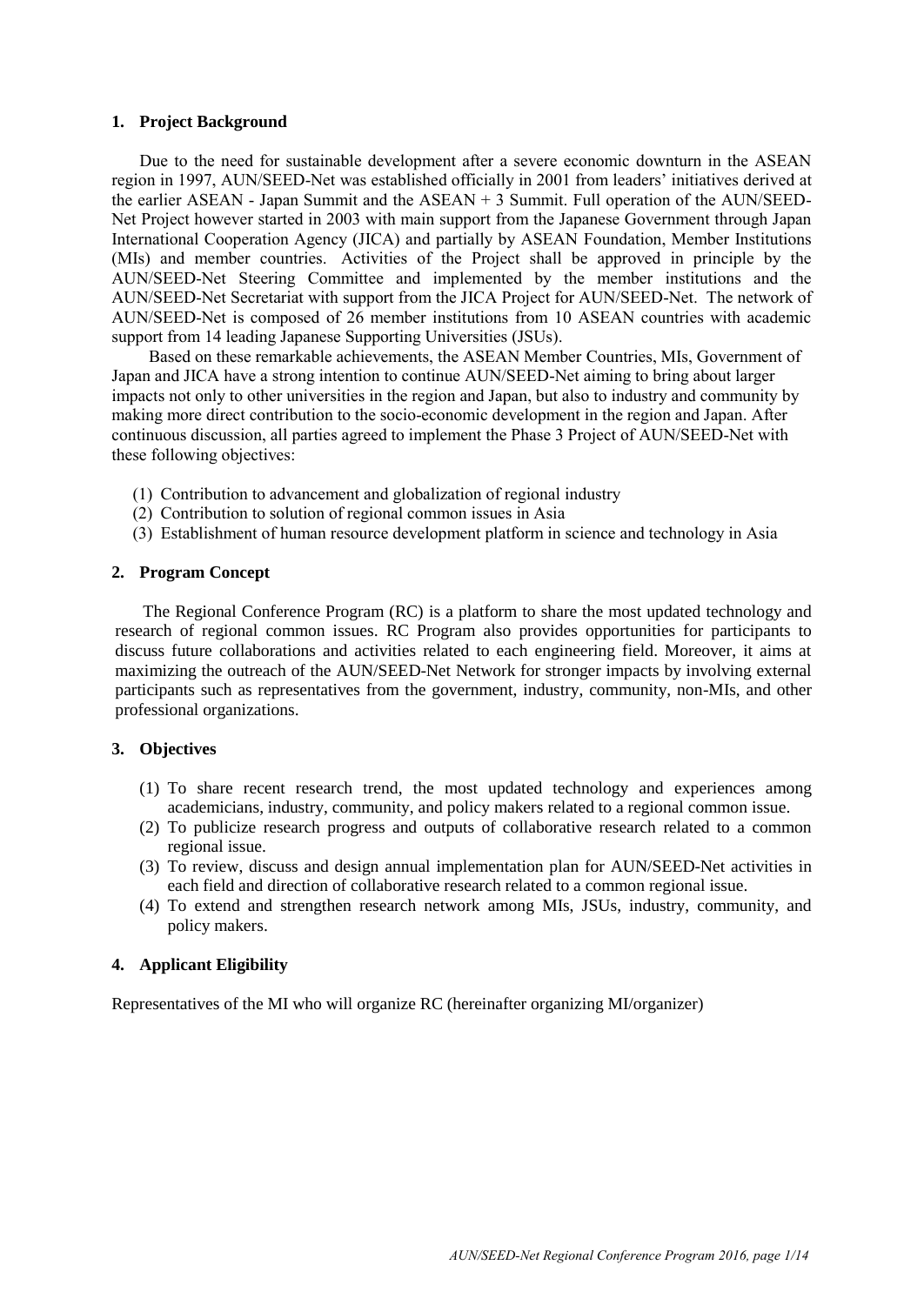## 1. Project Background

Due to the need for sustainable development after a severe economic downturn in the ASEAN region in 1997, AUN/SEED-Net was established officially in 2001 from leaders' initiatives derived at the earlier ASEAN - Japan Summit and the ASEAN + 3 Summit. Full operation of the AUN/SEED-Net Project however started in 2003 with main support from the Japanese Government through Japan International Cooperation Agency (JICA) and partially by ASEAN Foundation, Member Institutions (MIs) and member countries. Activities of the Project shall be approved in principle by the AUN/SEED-Net Steering Committee and implemented by the member institutions and the AUN/SEED-Net Secretariat with support from the JICA Project for AUN/SEED-Net. The network of AUN/SEED-Net is composed of 26 member institutions from 10 ASEAN countries with academic support from 14 leading Japanese Supporting Universities (JSUs).

Based on these remarkable achievements, the ASEAN Member Countries, MIs, Government of Japan and JICA have a strong intention to continue AUN/SEED-Net aiming to bring about larger impacts not only to other universities in the region and Japan, but also to industry and community by making more direct contribution to the socio-economic development in the region and Japan. After continuous discussion, all parties agreed to implement the Phase 3 Project of AUN/SEED-Net with these following objectives:

(1) Contribution to advancement and globalization of regional industry
(2) Contribution to solution of regional common issues in Asia
(3) Establishment of human resource development platform in science and technology in Asia

## 2. Program Concept

The Regional Conference Program (RC) is a platform to share the most updated technology and research of regional common issues. RC Program also provides opportunities for participants to discuss future collaborations and activities related to each engineering field. Moreover, it aims at maximizing the outreach of the AUN/SEED-Net Network for stronger impacts by involving external participants such as representatives from the government, industry, community, non-MIs, and other professional organizations.

## 3. Objectives

(1) To share recent research trend, the most updated technology and experiences among academicians, industry, community, and policy makers related to a regional common issue.
(2) To publicize research progress and outputs of collaborative research related to a common regional issue.
(3) To review, discuss and design annual implementation plan for AUN/SEED-Net activities in each field and direction of collaborative research related to a common regional issue.
(4) To extend and strengthen research network among MIs, JSUs, industry, community, and policy makers.

## 4. Applicant Eligibility

Representatives of the MI who will organize RC (hereinafter organizing MI/organizer)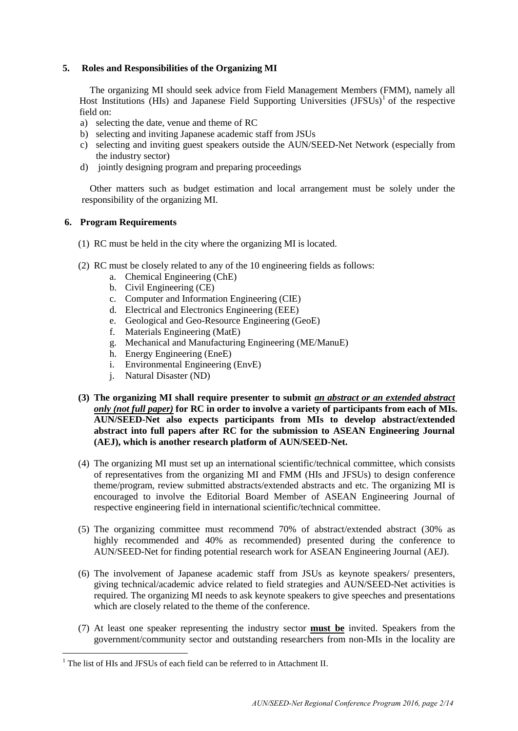## 5. Roles and Responsibilities of the Organizing MI

The organizing MI should seek advice from Field Management Members (FMM), namely all Host Institutions (HIs) and Japanese Field Supporting Universities (JFSUs)[1] of the respective field on:

a) selecting the date, venue and theme of RC
b) selecting and inviting Japanese academic staff from JSUs
c) selecting and inviting guest speakers outside the AUN/SEED-Net Network (especially from the industry sector)
d) jointly designing program and preparing proceedings

Other matters such as budget estimation and local arrangement must be solely under the responsibility of the organizing MI.

## 6. Program Requirements

(1) RC must be held in the city where the organizing MI is located.

(2) RC must be closely related to any of the 10 engineering fields as follows:

   a. Chemical Engineering (ChE)
   b. Civil Engineering (CE)
   c. Computer and Information Engineering (CIE)
   d. Electrical and Electronics Engineering (EEE)
   e. Geological and Geo-Resource Engineering (GeoE)
   f. Materials Engineering (MatE)
   g. Mechanical and Manufacturing Engineering (ME/ManuE)
   h. Energy Engineering (EneE)
   i. Environmental Engineering (EnvE)
   j. Natural Disaster (ND)

**(3) The organizing MI shall require presenter to submit *<u>an abstract or an extended abstract only (not full paper)</u>* for RC in order to involve a variety of participants from each of MIs. AUN/SEED-Net also expects participants from MIs to develop abstract/extended abstract into full papers after RC for the submission to ASEAN Engineering Journal (AEJ), which is another research platform of AUN/SEED-Net.**

(4) The organizing MI must set up an international scientific/technical committee, which consists of representatives from the organizing MI and FMM (HIs and JFSUs) to design conference theme/program, review submitted abstracts/extended abstracts and etc. The organizing MI is encouraged to involve the Editorial Board Member of ASEAN Engineering Journal of respective engineering field in international scientific/technical committee.

(5) The organizing committee must recommend 70% of abstract/extended abstract (30% as highly recommended and 40% as recommended) presented during the conference to AUN/SEED-Net for finding potential research work for ASEAN Engineering Journal (AEJ).

(6) The involvement of Japanese academic staff from JSUs as keynote speakers/ presenters, giving technical/academic advice related to field strategies and AUN/SEED-Net activities is required. The organizing MI needs to ask keynote speakers to give speeches and presentations which are closely related to the theme of the conference.

(7) At least one speaker representing the industry sector **<u>must be</u>** invited. Speakers from the government/community sector and outstanding researchers from non-MIs in the locality are

[1] The list of HIs and JFSUs of each field can be referred to in Attachment II.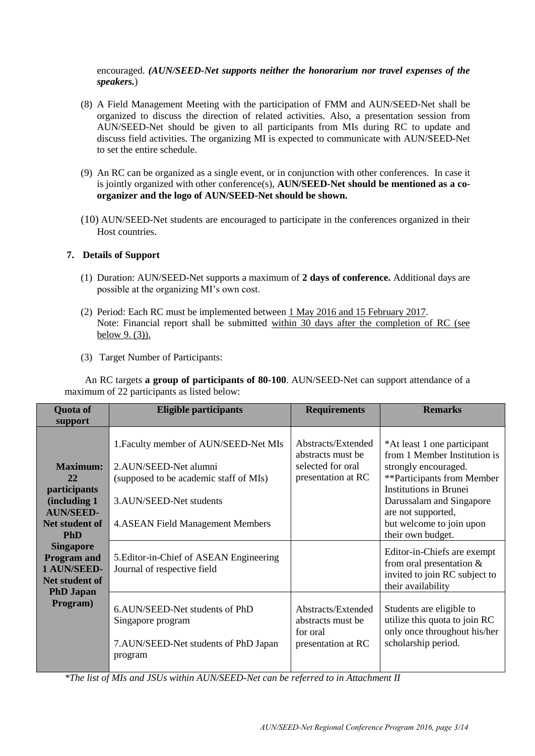encouraged. ***(AUN/SEED-Net supports neither the honorarium nor travel expenses of the speakers.***)

(8) A Field Management Meeting with the participation of FMM and AUN/SEED-Net shall be organized to discuss the direction of related activities. Also, a presentation session from AUN/SEED-Net should be given to all participants from MIs during RC to update and discuss field activities. The organizing MI is expected to communicate with AUN/SEED-Net to set the entire schedule.

(9) An RC can be organized as a single event, or in conjunction with other conferences. In case it is jointly organized with other conference(s), **AUN/SEED-Net should be mentioned as a co-organizer and the logo of AUN/SEED-Net should be shown.**

(10) AUN/SEED-Net students are encouraged to participate in the conferences organized in their Host countries.

## 7. Details of Support

(1) Duration: AUN/SEED-Net supports a maximum of **2 days of conference.** Additional days are possible at the organizing MI's own cost.

(2) Period: Each RC must be implemented between 1 May 2016 and 15 February 2017.
Note: Financial report shall be submitted within 30 days after the completion of RC (see below 9. (3)).

(3) Target Number of Participants:

An RC targets **a group of participants of 80-100**. AUN/SEED-Net can support attendance of a maximum of 22 participants as listed below:

| Quota of support | Eligible participants | Requirements | Remarks |
|---|---|---|---|
| **Maximum: 22 participants (including 1 AUN/SEED-Net student of PhD Singapore Program and 1 AUN/SEED-Net student of PhD Japan Program)** | 1.Faculty member of AUN/SEED-Net MIs<br>2.AUN/SEED-Net alumni (supposed to be academic staff of MIs)<br>3.AUN/SEED-Net students<br>4.ASEAN Field Management Members | Abstracts/Extended abstracts must be selected for oral presentation at RC | *At least 1 one participant from 1 Member Institution is strongly encouraged.<br>**Participants from Member Institutions in Brunei Darussalam and Singapore are not supported, but welcome to join upon their own budget. |
| | 5.Editor-in-Chief of ASEAN Engineering Journal of respective field | | Editor-in-Chiefs are exempt from oral presentation & invited to join RC subject to their availability |
| | 6.AUN/SEED-Net students of PhD Singapore program<br>7.AUN/SEED-Net students of PhD Japan program | Abstracts/Extended abstracts must be for oral presentation at RC | Students are eligible to utilize this quota to join RC only once throughout his/her scholarship period. |

*\*The list of MIs and JSUs within AUN/SEED-Net can be referred to in Attachment II*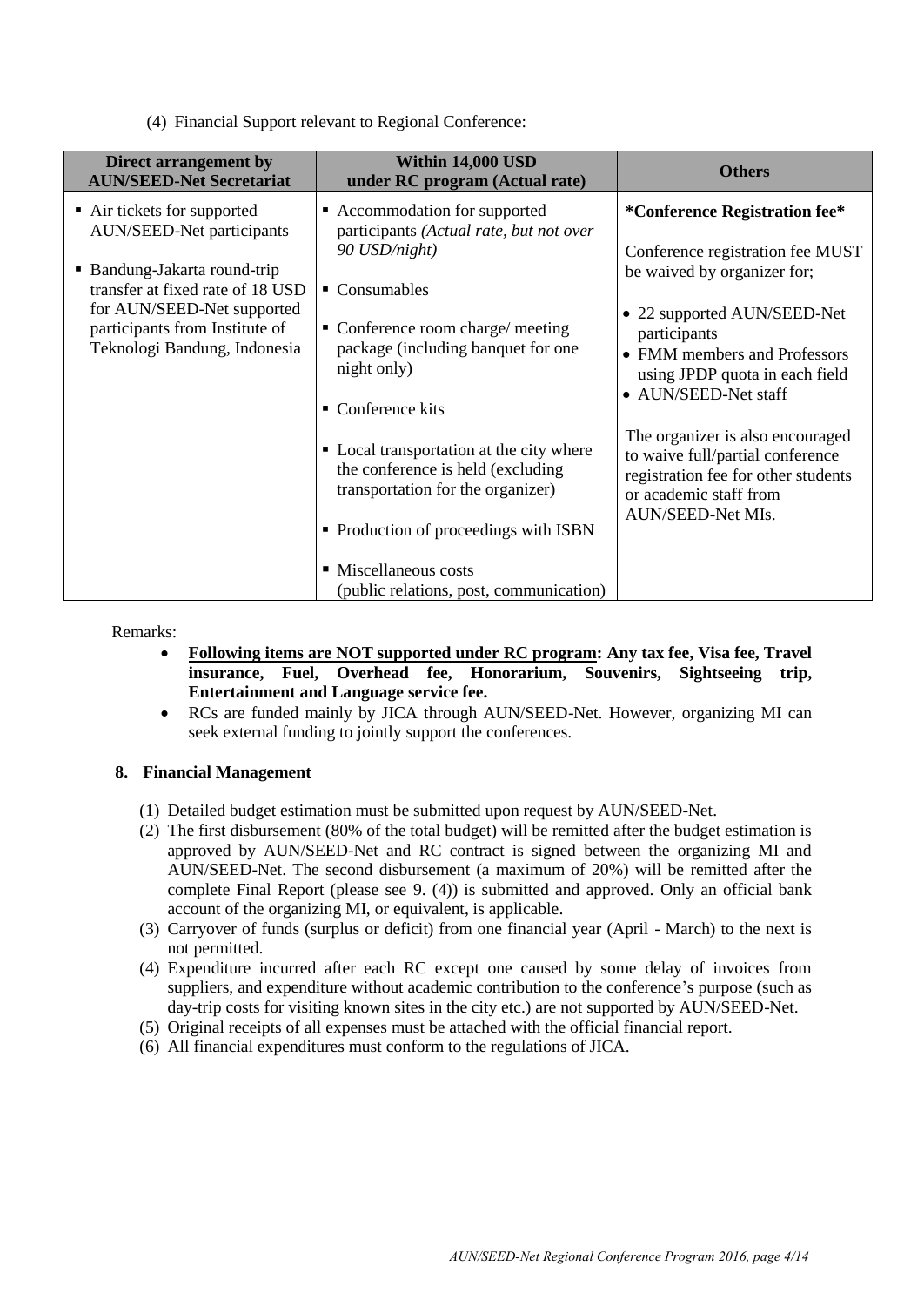(4) Financial Support relevant to Regional Conference:

| Direct arrangement by AUN/SEED-Net Secretariat | Within 14,000 USD under RC program (Actual rate) | Others |
|---|---|---|
| ▪ Air tickets for supported AUN/SEED-Net participants<br><br>▪ Bandung-Jakarta round-trip transfer at fixed rate of 18 USD for AUN/SEED-Net supported participants from Institute of Teknologi Bandung, Indonesia | ▪ Accommodation for supported participants *(Actual rate, but not over 90 USD/night)*<br><br>▪ Consumables<br><br>▪ Conference room charge/ meeting package (including banquet for one night only)<br><br>▪ Conference kits<br><br>▪ Local transportation at the city where the conference is held (excluding transportation for the organizer)<br><br>▪ Production of proceedings with ISBN<br><br>▪ Miscellaneous costs (public relations, post, communication) | **\*Conference Registration fee\***<br><br>Conference registration fee MUST be waived by organizer for;<br><br>• 22 supported AUN/SEED-Net participants<br>• FMM members and Professors using JPDP quota in each field<br>• AUN/SEED-Net staff<br><br>The organizer is also encouraged to waive full/partial conference registration fee for other students or academic staff from AUN/SEED-Net MIs. |

Remarks:

- **Following items are NOT supported under RC program: Any tax fee, Visa fee, Travel insurance, Fuel, Overhead fee, Honorarium, Souvenirs, Sightseeing trip, Entertainment and Language service fee.**
- RCs are funded mainly by JICA through AUN/SEED-Net. However, organizing MI can seek external funding to jointly support the conferences.

## 8. Financial Management

(1) Detailed budget estimation must be submitted upon request by AUN/SEED-Net.

(2) The first disbursement (80% of the total budget) will be remitted after the budget estimation is approved by AUN/SEED-Net and RC contract is signed between the organizing MI and AUN/SEED-Net. The second disbursement (a maximum of 20%) will be remitted after the complete Final Report (please see 9. (4)) is submitted and approved. Only an official bank account of the organizing MI, or equivalent, is applicable.

(3) Carryover of funds (surplus or deficit) from one financial year (April - March) to the next is not permitted.

(4) Expenditure incurred after each RC except one caused by some delay of invoices from suppliers, and expenditure without academic contribution to the conference's purpose (such as day-trip costs for visiting known sites in the city etc.) are not supported by AUN/SEED-Net.

(5) Original receipts of all expenses must be attached with the official financial report.

(6) All financial expenditures must conform to the regulations of JICA.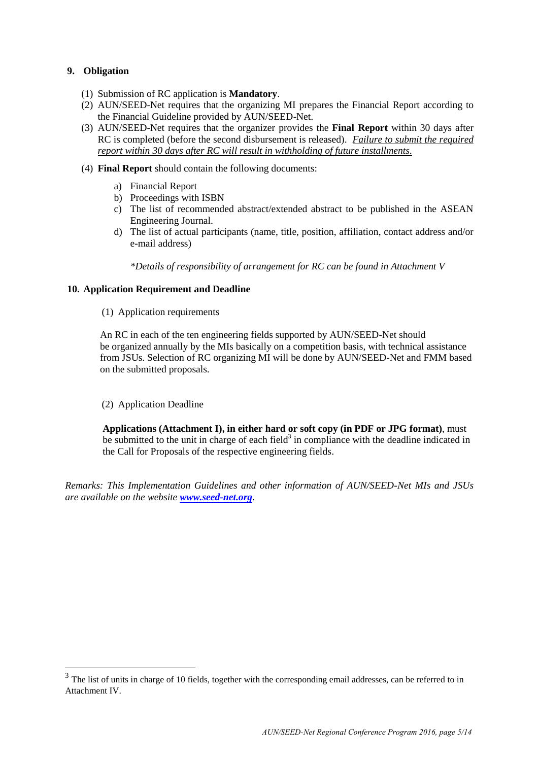## 9. Obligation

(1) Submission of RC application is **Mandatory**.

(2) AUN/SEED-Net requires that the organizing MI prepares the Financial Report according to the Financial Guideline provided by AUN/SEED-Net.

(3) AUN/SEED-Net requires that the organizer provides the **Final Report** within 30 days after RC is completed (before the second disbursement is released). *Failure to submit the required report within 30 days after RC will result in withholding of future installments.*

(4) **Final Report** should contain the following documents:

a) Financial Report

b) Proceedings with ISBN

c) The list of recommended abstract/extended abstract to be published in the ASEAN Engineering Journal.

d) The list of actual participants (name, title, position, affiliation, contact address and/or e-mail address)

*\*Details of responsibility of arrangement for RC can be found in Attachment V*

## 10. Application Requirement and Deadline

(1) Application requirements

An RC in each of the ten engineering fields supported by AUN/SEED-Net should be organized annually by the MIs basically on a competition basis, with technical assistance from JSUs. Selection of RC organizing MI will be done by AUN/SEED-Net and FMM based on the submitted proposals.

(2) Application Deadline

**Applications (Attachment I), in either hard or soft copy (in PDF or JPG format)**, must be submitted to the unit in charge of each field[3] in compliance with the deadline indicated in the Call for Proposals of the respective engineering fields.

*Remarks: This Implementation Guidelines and other information of AUN/SEED-Net MIs and JSUs are available on the website **www.seed-net.org**.*

---

[3] The list of units in charge of 10 fields, together with the corresponding email addresses, can be referred to in Attachment IV.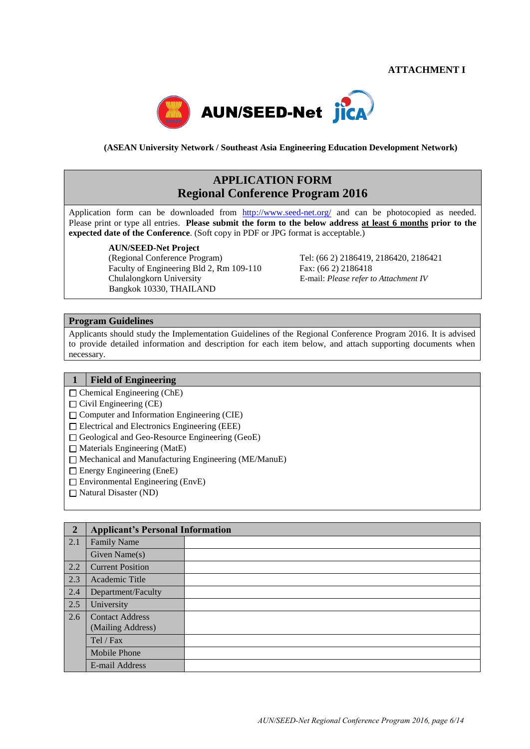**ATTACHMENT I**

AUN/SEED-Net

**(ASEAN University Network / Southeast Asia Engineering Education Development Network)**

## APPLICATION FORM
## Regional Conference Program 2016

Application form can be downloaded from http://www.seed-net.org/ and can be photocopied as needed. Please print or type all entries. **Please submit the form to the below address at least 6 months prior to the expected date of the Conference**. (Soft copy in PDF or JPG format is acceptable.)

**AUN/SEED-Net Project**
(Regional Conference Program)
Faculty of Engineering Bld 2, Rm 109-110
Chulalongkorn University
Bangkok 10330, THAILAND

Tel: (66 2) 2186419, 2186420, 2186421
Fax: (66 2) 2186418
E-mail: *Please refer to Attachment IV*

### Program Guidelines

Applicants should study the Implementation Guidelines of the Regional Conference Program 2016. It is advised to provide detailed information and description for each item below, and attach supporting documents when necessary.

### 1 Field of Engineering

- ☐ Chemical Engineering (ChE)
- ☐ Civil Engineering (CE)
- ☐ Computer and Information Engineering (CIE)
- ☐ Electrical and Electronics Engineering (EEE)
- ☐ Geological and Geo-Resource Engineering (GeoE)
- ☐ Materials Engineering (MatE)
- ☐ Mechanical and Manufacturing Engineering (ME/ManuE)
- ☐ Energy Engineering (EneE)
- ☐ Environmental Engineering (EnvE)
- ☐ Natural Disaster (ND)

### 2 Applicant's Personal Information

| | | |
|---|---|---|
| 2.1 | Family Name | |
| | Given Name(s) | |
| 2.2 | Current Position | |
| 2.3 | Academic Title | |
| 2.4 | Department/Faculty | |
| 2.5 | University | |
| 2.6 | Contact Address (Mailing Address) | |
| | Tel / Fax | |
| | Mobile Phone | |
| | E-mail Address | |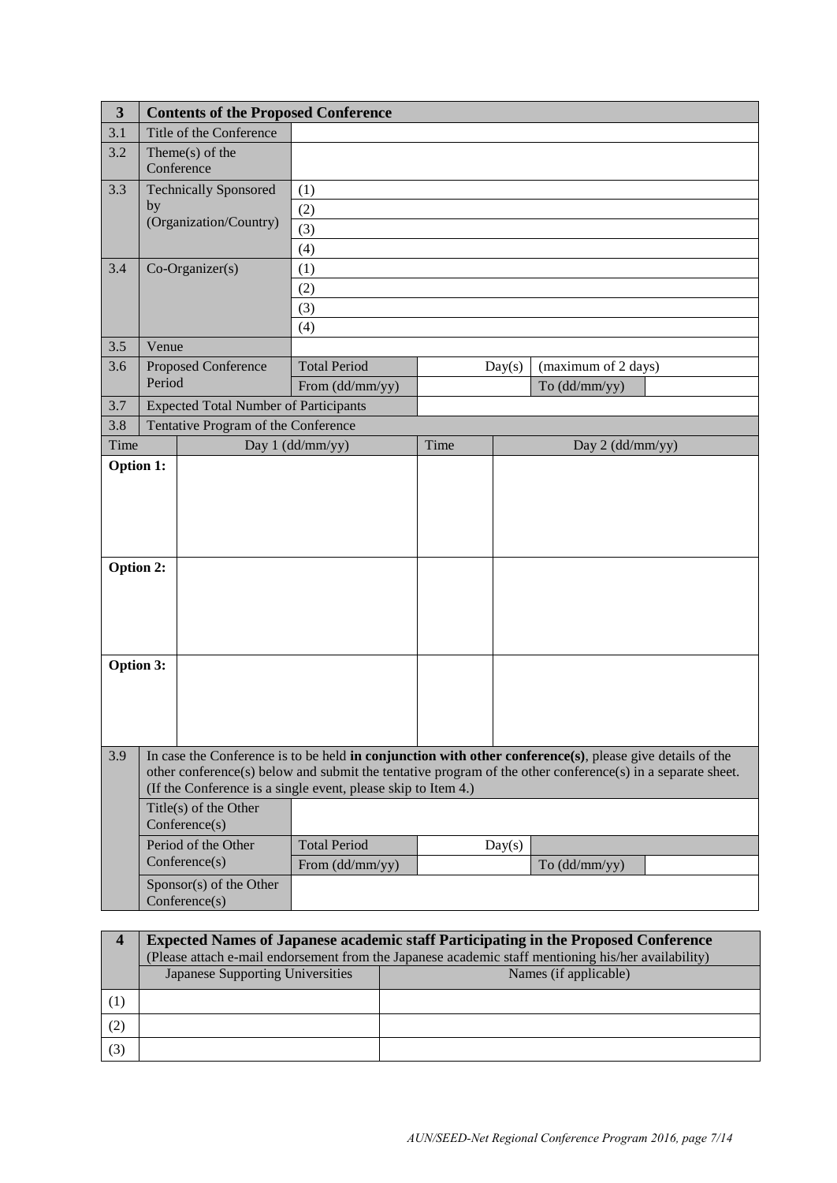| 3 | **Contents of the Proposed Conference** | | | | | |
|---|---|---|---|---|---|---|
| 3.1 | Title of the Conference | | | | | |
| 3.2 | Theme(s) of the Conference | | | | | |
| 3.3 | Technically Sponsored by (Organization/Country) | (1) | | | | |
| | | (2) | | | | |
| | | (3) | | | | |
| | | (4) | | | | |
| 3.4 | Co-Organizer(s) | (1) | | | | |
| | | (2) | | | | |
| | | (3) | | | | |
| | | (4) | | | | |
| 3.5 | Venue | | | | | |
| 3.6 | Proposed Conference Period | Total Period | | Day(s) | (maximum of 2 days) | |
| | | From (dd/mm/yy) | | | To (dd/mm/yy) | |
| 3.7 | Expected Total Number of Participants | | | | | |
| 3.8 | Tentative Program of the Conference | | | | | |

| Time | Day 1 (dd/mm/yy) | Time | Day 2 (dd/mm/yy) |
|---|---|---|---|
| **Option 1:** | | | |
| **Option 2:** | | | |
| **Option 3:** | | | |

| 3.9 | In case the Conference is to be held **in conjunction with other conference(s)**, please give details of the other conference(s) below and submit the tentative program of the other conference(s) in a separate sheet. (If the Conference is a single event, please skip to Item 4.) | | | | | |
|---|---|---|---|---|---|---|
| | Title(s) of the Other Conference(s) | | | | | |
| | Period of the Other Conference(s) | Total Period | | Day(s) | | |
| | | From (dd/mm/yy) | | | To (dd/mm/yy) | |
| | Sponsor(s) of the Other Conference(s) | | | | | |

| 4 | **Expected Names of Japanese academic staff Participating in the Proposed Conference** (Please attach e-mail endorsement from the Japanese academic staff mentioning his/her availability) | |
|---|---|---|
| | Japanese Supporting Universities | Names (if applicable) |
| (1) | | |
| (2) | | |
| (3) | | |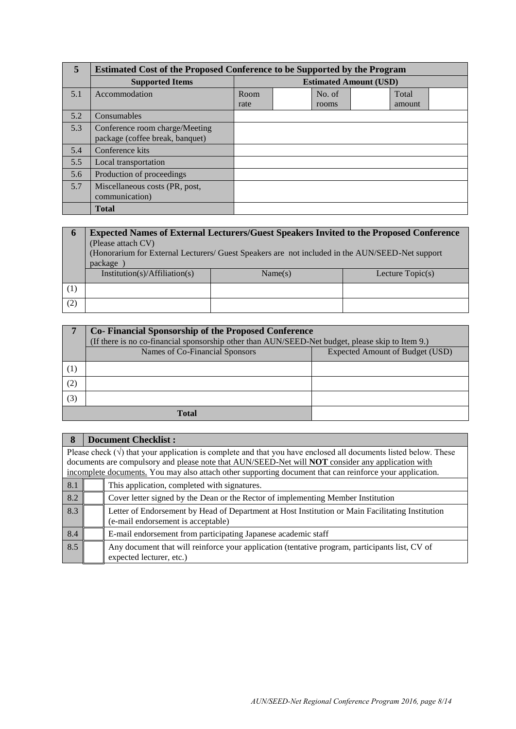| 5 | Estimated Cost of the Proposed Conference to be Supported by the Program | | | | | | |
|---|---|---|---|---|---|---|---|
| | **Supported Items** | **Estimated Amount (USD)** | | | | | |
| 5.1 | Accommodation | Room rate | | No. of rooms | | Total amount | |
| 5.2 | Consumables | | | | | | |
| 5.3 | Conference room charge/Meeting package (coffee break, banquet) | | | | | | |
| 5.4 | Conference kits | | | | | | |
| 5.5 | Local transportation | | | | | | |
| 5.6 | Production of proceedings | | | | | | |
| 5.7 | Miscellaneous costs (PR, post, communication) | | | | | | |
| | **Total** | | | | | | |

| 6 | **Expected Names of External Lecturers/Guest Speakers Invited to the Proposed Conference** (Please attach CV) (Honorarium for External Lecturers/ Guest Speakers are not included in the AUN/SEED-Net support package ) | | |
|---|---|---|---|
| | Institution(s)/Affiliation(s) | Name(s) | Lecture Topic(s) |
| (1) | | | |
| (2) | | | |

| 7 | **Co- Financial Sponsorship of the Proposed Conference** (If there is no co-financial sponsorship other than AUN/SEED-Net budget, please skip to Item 9.) | |
|---|---|---|
| | Names of Co-Financial Sponsors | Expected Amount of Budget (USD) |
| (1) | | |
| (2) | | |
| (3) | | |
| | **Total** | |

| 8 | | **Document Checklist :** |
|---|---|---|
| Please check (√) that your application is complete and that you have enclosed all documents listed below. These documents are compulsory and please note that AUN/SEED-Net will **NOT** consider any application with incomplete documents. You may also attach other supporting document that can reinforce your application. | | |
| 8.1 | | This application, completed with signatures. |
| 8.2 | | Cover letter signed by the Dean or the Rector of implementing Member Institution |
| 8.3 | | Letter of Endorsement by Head of Department at Host Institution or Main Facilitating Institution (e-mail endorsement is acceptable) |
| 8.4 | | E-mail endorsement from participating Japanese academic staff |
| 8.5 | | Any document that will reinforce your application (tentative program, participants list, CV of expected lecturer, etc.) |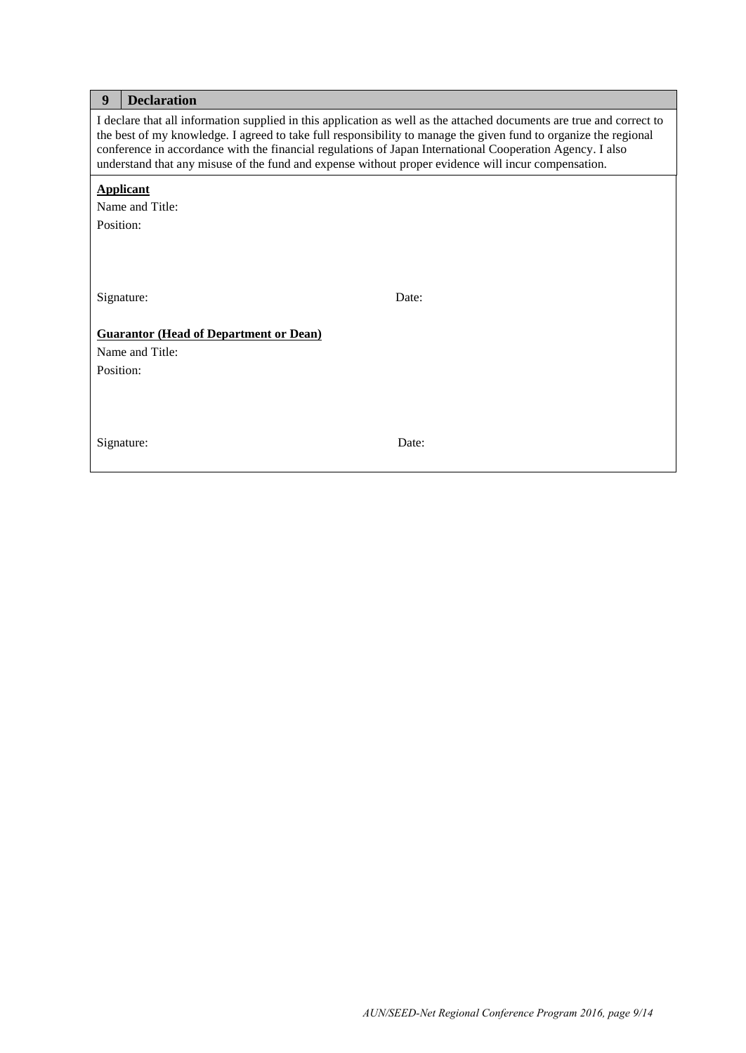## 9 Declaration

I declare that all information supplied in this application as well as the attached documents are true and correct to the best of my knowledge. I agreed to take full responsibility to manage the given fund to organize the regional conference in accordance with the financial regulations of Japan International Cooperation Agency. I also understand that any misuse of the fund and expense without proper evidence will incur compensation.

**Applicant**

Name and Title:

Position:

Signature: Date:

**Guarantor (Head of Department or Dean)**

Name and Title:

Position:

Signature: Date: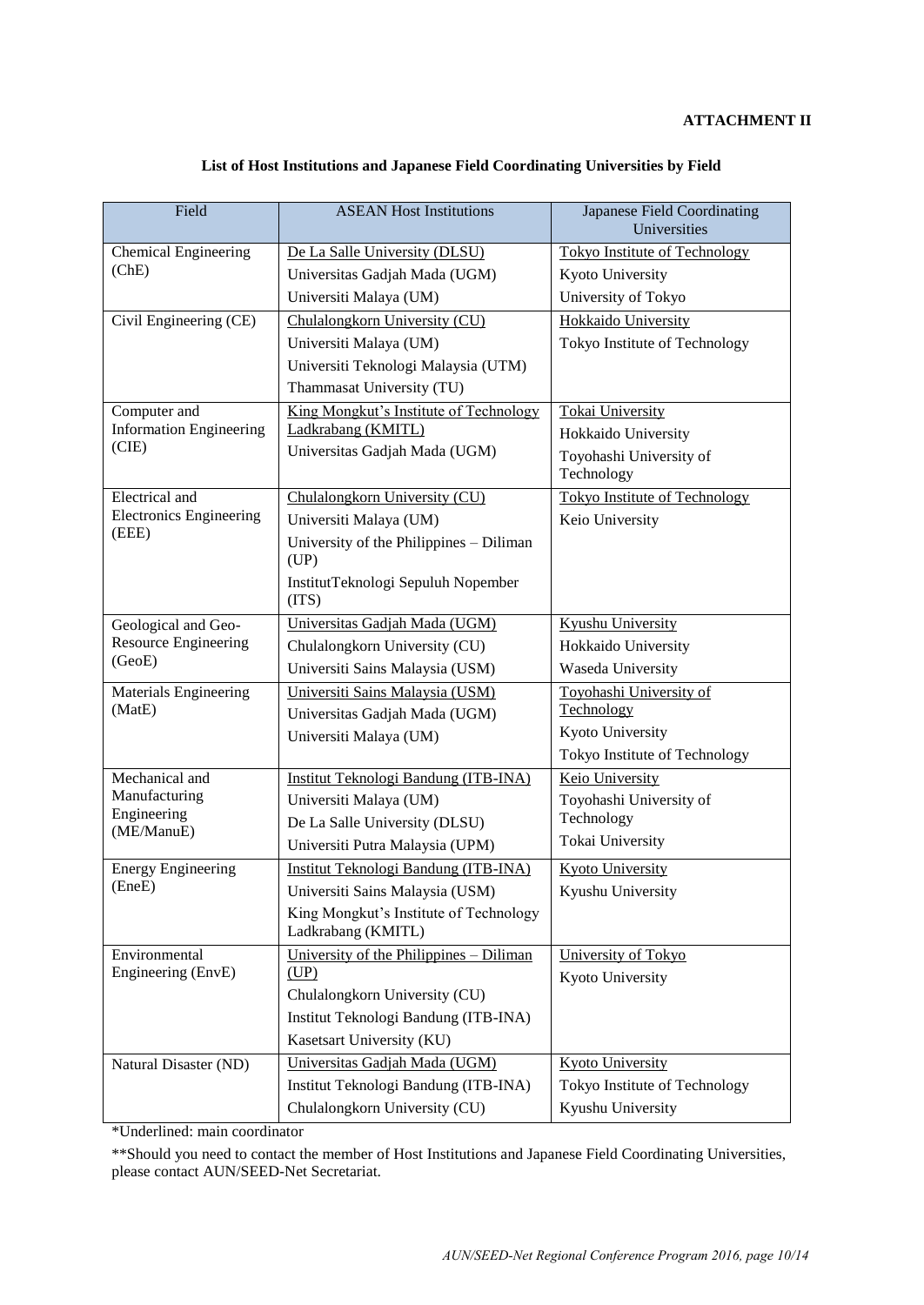**ATTACHMENT II**

**List of Host Institutions and Japanese Field Coordinating Universities by Field**

| Field | ASEAN Host Institutions | Japanese Field Coordinating Universities |
|---|---|---|
| Chemical Engineering (ChE) | <u>De La Salle University (DLSU)</u><br>Universitas Gadjah Mada (UGM)<br>Universiti Malaya (UM) | <u>Tokyo Institute of Technology</u><br>Kyoto University<br>University of Tokyo |
| Civil Engineering (CE) | <u>Chulalongkorn University (CU)</u><br>Universiti Malaya (UM)<br>Universiti Teknologi Malaysia (UTM)<br>Thammasat University (TU) | <u>Hokkaido University</u><br>Tokyo Institute of Technology |
| Computer and Information Engineering (CIE) | <u>King Mongkut's Institute of Technology Ladkrabang (KMITL)</u><br>Universitas Gadjah Mada (UGM) | <u>Tokai University</u><br>Hokkaido University<br>Toyohashi University of Technology |
| Electrical and Electronics Engineering (EEE) | <u>Chulalongkorn University (CU)</u><br>Universiti Malaya (UM)<br>University of the Philippines – Diliman (UP)<br>InstitutTeknologi Sepuluh Nopember (ITS) | <u>Tokyo Institute of Technology</u><br>Keio University |
| Geological and Geo-Resource Engineering (GeoE) | <u>Universitas Gadjah Mada (UGM)</u><br>Chulalongkorn University (CU)<br>Universiti Sains Malaysia (USM) | <u>Kyushu University</u><br>Hokkaido University<br>Waseda University |
| Materials Engineering (MatE) | <u>Universiti Sains Malaysia (USM)</u><br>Universitas Gadjah Mada (UGM)<br>Universiti Malaya (UM) | <u>Toyohashi University of Technology</u><br>Kyoto University<br>Tokyo Institute of Technology |
| Mechanical and Manufacturing Engineering (ME/ManuE) | <u>Institut Teknologi Bandung (ITB-INA)</u><br>Universiti Malaya (UM)<br>De La Salle University (DLSU)<br>Universiti Putra Malaysia (UPM) | <u>Keio University</u><br>Toyohashi University of Technology<br>Tokai University |
| Energy Engineering (EneE) | <u>Institut Teknologi Bandung (ITB-INA)</u><br>Universiti Sains Malaysia (USM)<br>King Mongkut's Institute of Technology Ladkrabang (KMITL) | <u>Kyoto University</u><br>Kyushu University |
| Environmental Engineering (EnvE) | <u>University of the Philippines – Diliman (UP)</u><br>Chulalongkorn University (CU)<br>Institut Teknologi Bandung (ITB-INA)<br>Kasetsart University (KU) | <u>University of Tokyo</u><br>Kyoto University |
| Natural Disaster (ND) | <u>Universitas Gadjah Mada (UGM)</u><br>Institut Teknologi Bandung (ITB-INA)<br>Chulalongkorn University (CU) | <u>Kyoto University</u><br>Tokyo Institute of Technology<br>Kyushu University |

*Underlined: main coordinator

**Should you need to contact the member of Host Institutions and Japanese Field Coordinating Universities, please contact AUN/SEED-Net Secretariat.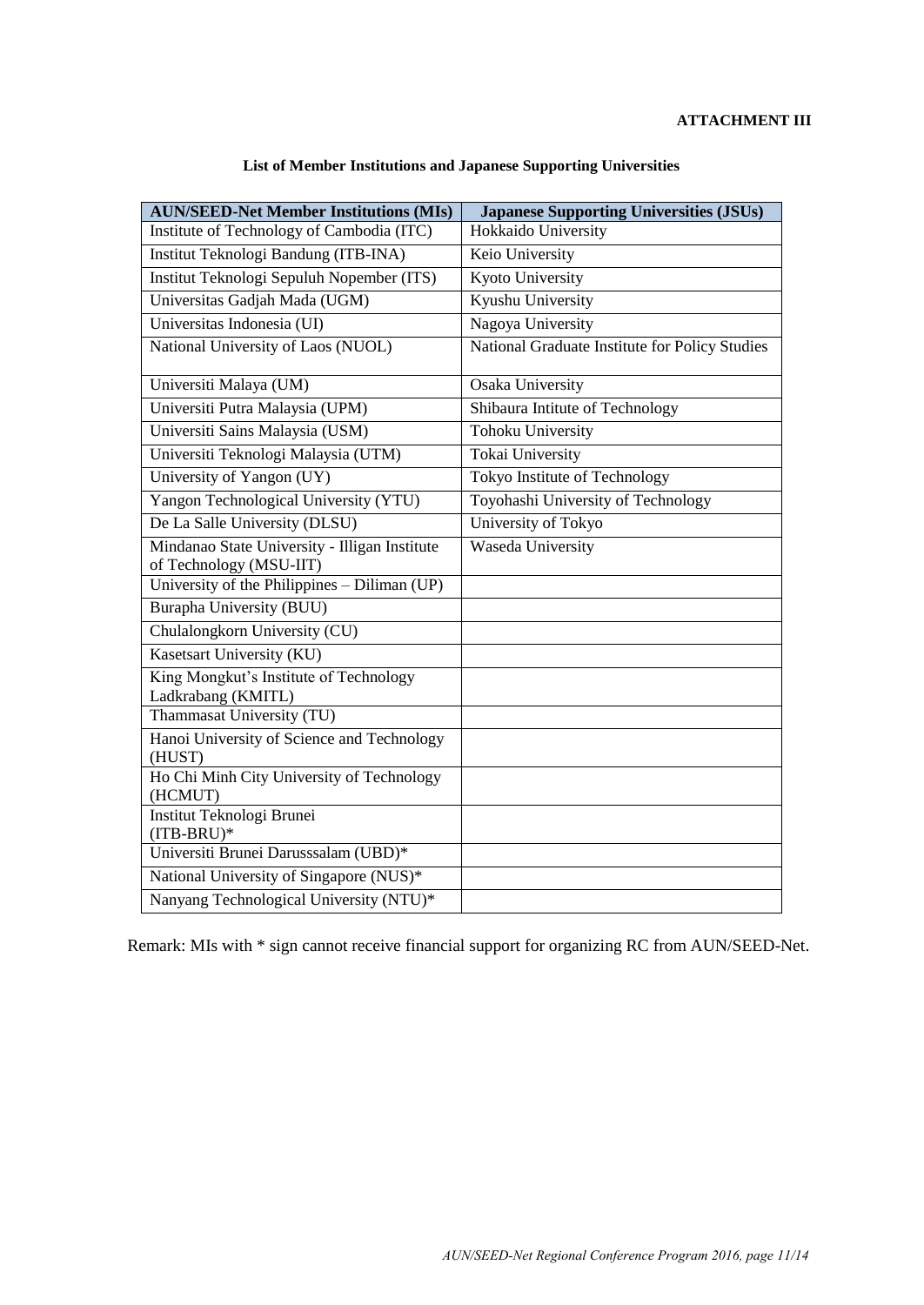**ATTACHMENT III**

**List of Member Institutions and Japanese Supporting Universities**

| AUN/SEED-Net Member Institutions (MIs) | Japanese Supporting Universities (JSUs) |
|---|---|
| Institute of Technology of Cambodia (ITC) | Hokkaido University |
| Institut Teknologi Bandung (ITB-INA) | Keio University |
| Institut Teknologi Sepuluh Nopember (ITS) | Kyoto University |
| Universitas Gadjah Mada (UGM) | Kyushu University |
| Universitas Indonesia (UI) | Nagoya University |
| National University of Laos (NUOL) | National Graduate Institute for Policy Studies |
| Universiti Malaya (UM) | Osaka University |
| Universiti Putra Malaysia (UPM) | Shibaura Intitute of Technology |
| Universiti Sains Malaysia (USM) | Tohoku University |
| Universiti Teknologi Malaysia (UTM) | Tokai University |
| University of Yangon (UY) | Tokyo Institute of Technology |
| Yangon Technological University (YTU) | Toyohashi University of Technology |
| De La Salle University (DLSU) | University of Tokyo |
| Mindanao State University - Illigan Institute of Technology (MSU-IIT) | Waseda University |
| University of the Philippines – Diliman (UP) | |
| Burapha University (BUU) | |
| Chulalongkorn University (CU) | |
| Kasetsart University (KU) | |
| King Mongkut's Institute of Technology Ladkrabang (KMITL) | |
| Thammasat University (TU) | |
| Hanoi University of Science and Technology (HUST) | |
| Ho Chi Minh City University of Technology (HCMUT) | |
| Institut Teknologi Brunei (ITB-BRU)* | |
| Universiti Brunei Darusssalam (UBD)* | |
| National University of Singapore (NUS)* | |
| Nanyang Technological University (NTU)* | |

Remark: MIs with * sign cannot receive financial support for organizing RC from AUN/SEED-Net.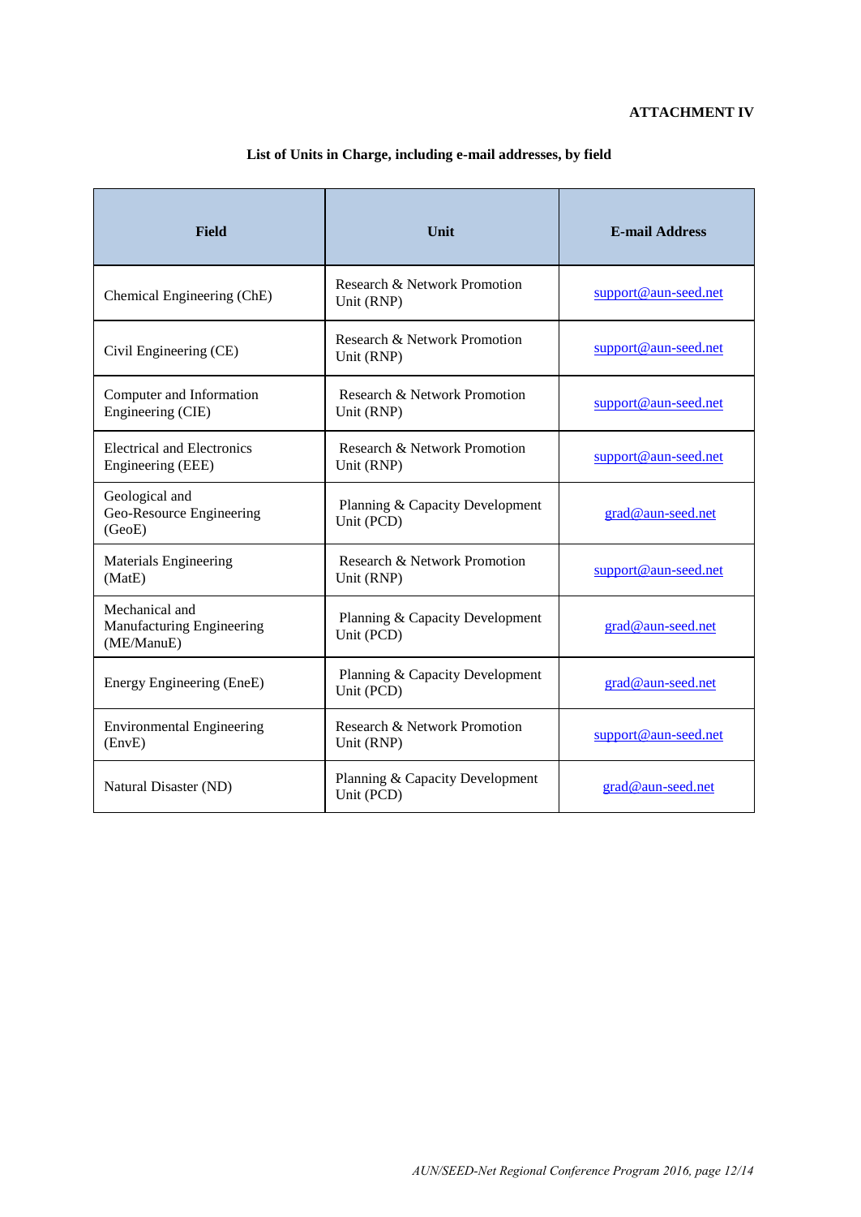**ATTACHMENT IV**

**List of Units in Charge, including e-mail addresses, by field**

| Field | Unit | E-mail Address |
|---|---|---|
| Chemical Engineering (ChE) | Research & Network Promotion Unit (RNP) | support@aun-seed.net |
| Civil Engineering (CE) | Research & Network Promotion Unit (RNP) | support@aun-seed.net |
| Computer and Information Engineering (CIE) | Research & Network Promotion Unit (RNP) | support@aun-seed.net |
| Electrical and Electronics Engineering (EEE) | Research & Network Promotion Unit (RNP) | support@aun-seed.net |
| Geological and Geo-Resource Engineering (GeoE) | Planning & Capacity Development Unit (PCD) | grad@aun-seed.net |
| Materials Engineering (MatE) | Research & Network Promotion Unit (RNP) | support@aun-seed.net |
| Mechanical and Manufacturing Engineering (ME/ManuE) | Planning & Capacity Development Unit (PCD) | grad@aun-seed.net |
| Energy Engineering (EneE) | Planning & Capacity Development Unit (PCD) | grad@aun-seed.net |
| Environmental Engineering (EnvE) | Research & Network Promotion Unit (RNP) | support@aun-seed.net |
| Natural Disaster (ND) | Planning & Capacity Development Unit (PCD) | grad@aun-seed.net |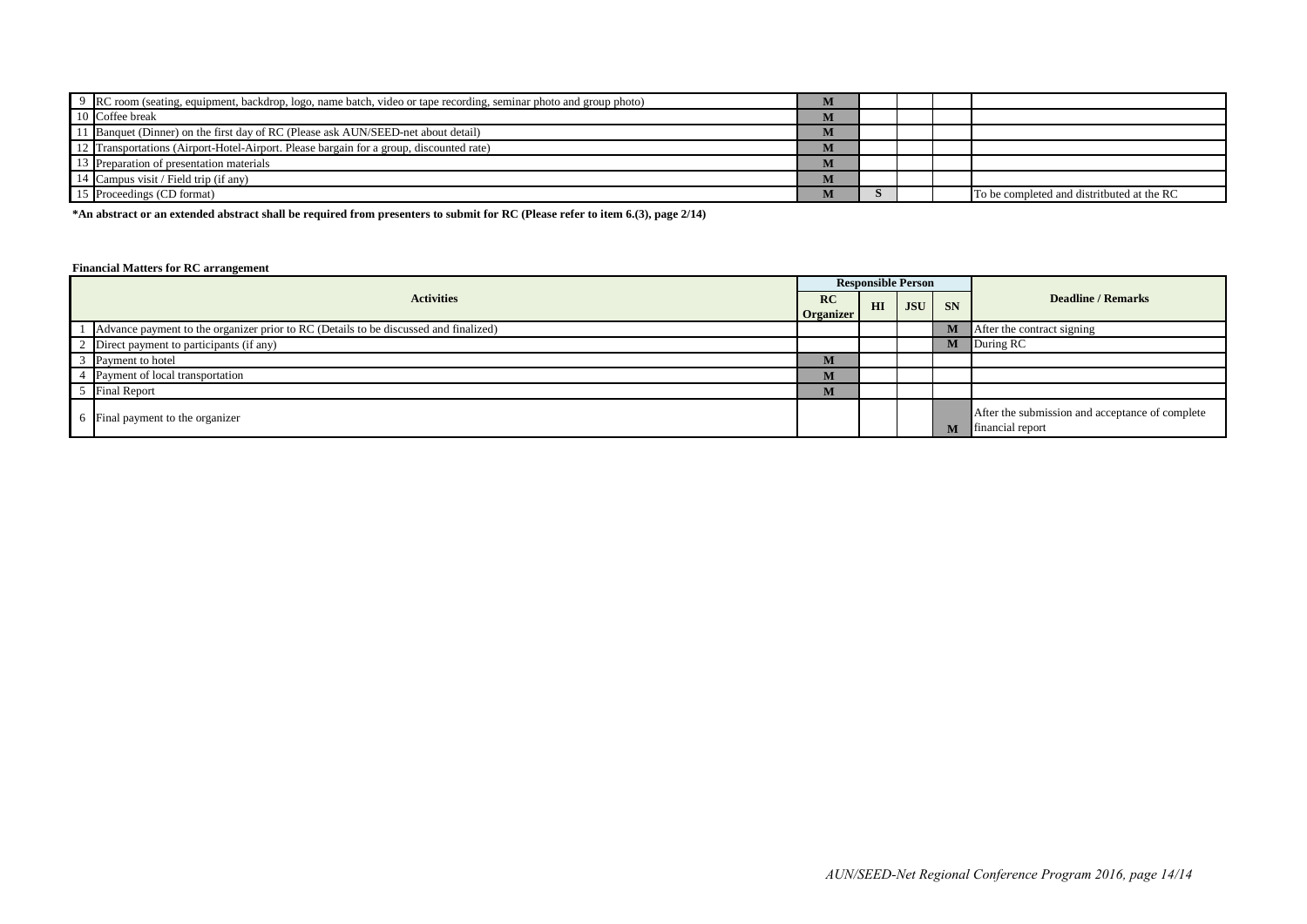| | | | | | | |
|---|---|---|---|---|---|---|
| 9 | RC room (seating, equipment, backdrop, logo, name batch, video or tape recording, seminar photo and group photo) | M | | | | |
| 10 | Coffee break | M | | | | |
| 11 | Banquet (Dinner) on the first day of RC (Please ask AUN/SEED-net about detail) | M | | | | |
| 12 | Transportations (Airport-Hotel-Airport. Please bargain for a group, discounted rate) | M | | | | |
| 13 | Preparation of presentation materials | M | | | | |
| 14 | Campus visit / Field trip (if any) | M | | | | |
| 15 | Proceedings (CD format) | M | S | | | To be completed and distritbuted at the RC |

**\*An abstract or an extended abstract shall be required from presenters to submit for RC (Please refer to item 6.(3), page 2/14)**

**Financial Matters for RC arrangement**

| | Activities | Responsible Person | | | | Deadline / Remarks |
|---|---|---|---|---|---|---|
| | | RC Organizer | HI | JSU | SN | |
| 1 | Advance payment to the organizer prior to RC (Details to be discussed and finalized) | | | | M | After the contract signing |
| 2 | Direct payment to participants (if any) | | | | M | During RC |
| 3 | Payment to hotel | M | | | | |
| 4 | Payment of local transportation | M | | | | |
| 5 | Final Report | M | | | | |
| 6 | Final payment to the organizer | | | | M | After the submission and acceptance of complete financial report |